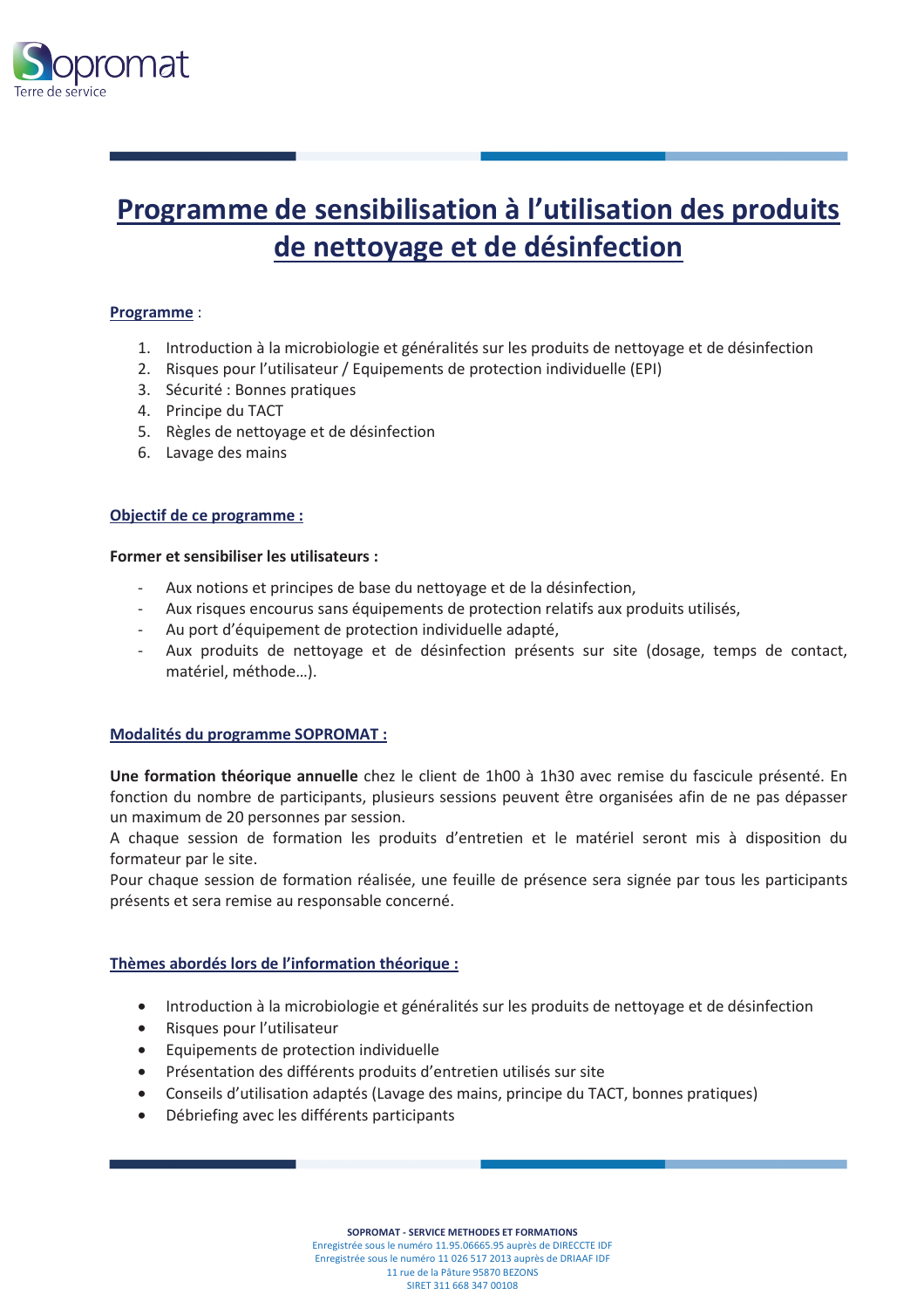Sopromat
Terre de service

# Programme de sensibilisation à l'utilisation des produits de nettoyage et de désinfection

**Programme** :

1. Introduction à la microbiologie et généralités sur les produits de nettoyage et de désinfection
2. Risques pour l'utilisateur / Equipements de protection individuelle (EPI)
3. Sécurité : Bonnes pratiques
4. Principe du TACT
5. Règles de nettoyage et de désinfection
6. Lavage des mains

**Objectif de ce programme :**

**Former et sensibiliser les utilisateurs :**

- Aux notions et principes de base du nettoyage et de la désinfection,
- Aux risques encourus sans équipements de protection relatifs aux produits utilisés,
- Au port d'équipement de protection individuelle adapté,
- Aux produits de nettoyage et de désinfection présents sur site (dosage, temps de contact, matériel, méthode…).

**Modalités du programme SOPROMAT :**

**Une formation théorique annuelle** chez le client de 1h00 à 1h30 avec remise du fascicule présenté. En fonction du nombre de participants, plusieurs sessions peuvent être organisées afin de ne pas dépasser un maximum de 20 personnes par session.
A chaque session de formation les produits d'entretien et le matériel seront mis à disposition du formateur par le site.
Pour chaque session de formation réalisée, une feuille de présence sera signée par tous les participants présents et sera remise au responsable concerné.

**Thèmes abordés lors de l'information théorique :**

- Introduction à la microbiologie et généralités sur les produits de nettoyage et de désinfection
- Risques pour l'utilisateur
- Equipements de protection individuelle
- Présentation des différents produits d'entretien utilisés sur site
- Conseils d'utilisation adaptés (Lavage des mains, principe du TACT, bonnes pratiques)
- Débriefing avec les différents participants

**SOPROMAT - SERVICE METHODES ET FORMATIONS**
Enregistrée sous le numéro 11.95.06665.95 auprès de DIRECCTE IDF
Enregistrée sous le numéro 11 026 517 2013 auprès de DRIAAF IDF
11 rue de la Pâture 95870 BEZONS
SIRET 311 668 347 00108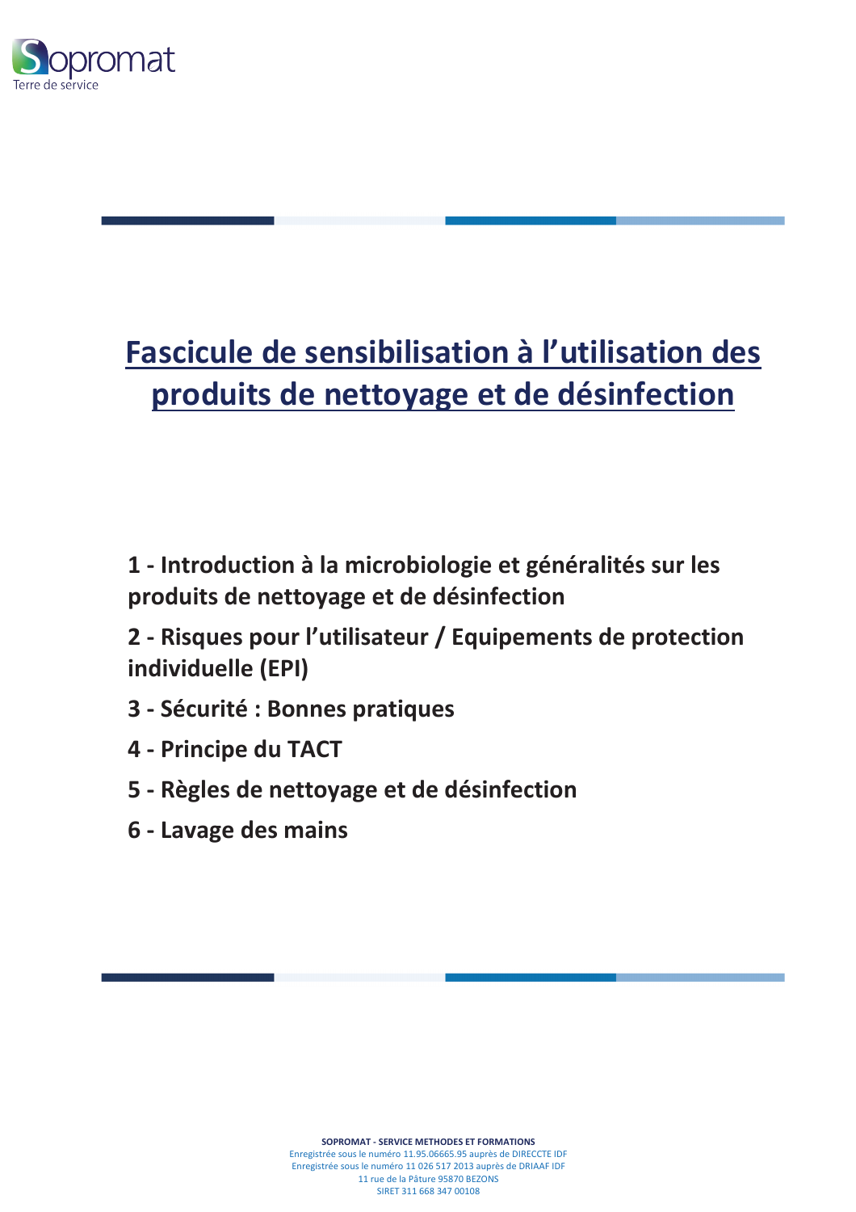# Fascicule de sensibilisation à l'utilisation des produits de nettoyage et de désinfection

**1 - Introduction à la microbiologie et généralités sur les produits de nettoyage et de désinfection**

**2 - Risques pour l'utilisateur / Equipements de protection individuelle (EPI)**

**3 - Sécurité : Bonnes pratiques**

**4 - Principe du TACT**

**5 - Règles de nettoyage et de désinfection**

**6 - Lavage des mains**

**SOPROMAT - SERVICE METHODES ET FORMATIONS**
Enregistrée sous le numéro 11.95.06665.95 auprès de DIRECCTE IDF
Enregistrée sous le numéro 11 026 517 2013 auprès de DRIAAF IDF
11 rue de la Pâture 95870 BEZONS
SIRET 311 668 347 00108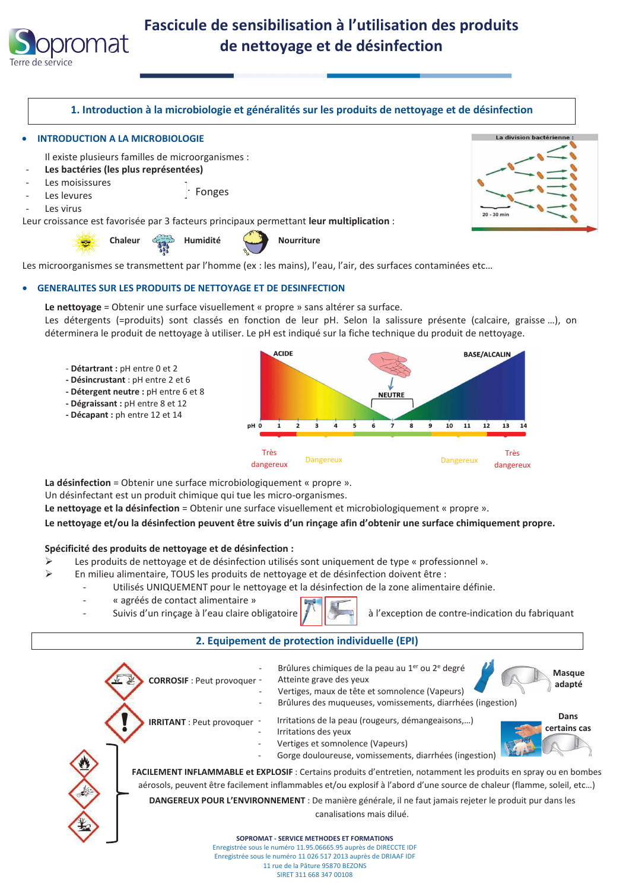# Fascicule de sensibilisation à l'utilisation des produits de nettoyage et de désinfection

## 1. Introduction à la microbiologie et généralités sur les produits de nettoyage et de désinfection

### INTRODUCTION A LA MICROBIOLOGIE

Il existe plusieurs familles de microorganismes :

- **Les bactéries (les plus représentées)**
- Les moisissures } Fonges
- Les levures } Fonges
- Les virus

Leur croissance est favorisée par 3 facteurs principaux permettant **leur multiplication** :

**Chaleur** **Humidité** **Nourriture**

La division bactérienne : 20 - 30 min

Les microorganismes se transmettent par l'homme (ex : les mains), l'eau, l'air, des surfaces contaminées etc…

### GENERALITES SUR LES PRODUITS DE NETTOYAGE ET DE DESINFECTION

**Le nettoyage** = Obtenir une surface visuellement « propre » sans altérer sa surface.
Les détergents (=produits) sont classés en fonction de leur pH. Selon la salissure présente (calcaire, graisse …), on déterminera le produit de nettoyage à utiliser. Le pH est indiqué sur la fiche technique du produit de nettoyage.

- **Détartrant :** pH entre 0 et 2
- **Désincrustant** : pH entre 2 et 6
- **Détergent neutre :** pH entre 6 et 8
- **Dégraissant :** pH entre 8 et 12
- **Décapant :** ph entre 12 et 14

ACIDE — NEUTRE — BASE/ALCALIN
pH 0 1 2 3 4 5 6 7 8 9 10 11 12 13 14
Très dangereux — Dangereux — Dangereux — Très dangereux

**La désinfection** = Obtenir une surface microbiologiquement « propre ».
Un désinfectant est un produit chimique qui tue les micro-organismes.
**Le nettoyage et la désinfection** = Obtenir une surface visuellement et microbiologiquement « propre ».
**Le nettoyage et/ou la désinfection peuvent être suivis d'un rinçage afin d'obtenir une surface chimiquement propre.**

**Spécificité des produits de nettoyage et de désinfection :**

- Les produits de nettoyage et de désinfection utilisés sont uniquement de type « professionnel ».
- En milieu alimentaire, TOUS les produits de nettoyage et de désinfection doivent être :
  - Utilisés UNIQUEMENT pour le nettoyage et la désinfection de la zone alimentaire définie.
  - « agréés de contact alimentaire »
  - Suivis d'un rinçage à l'eau claire obligatoire à l'exception de contre-indication du fabriquant

## 2. Equipement de protection individuelle (EPI)

**CORROSIF** : Peut provoquer
- Brûlures chimiques de la peau au 1er ou 2e degré
- Atteinte grave des yeux
- Vertiges, maux de tête et somnolence (Vapeurs)
- Brûlures des muqueuses, vomissements, diarrhées (ingestion)

**Masque adapté**

**IRRITANT** : Peut provoquer
- Irritations de la peau (rougeurs, démangeaisons,…)
- Irritations des yeux
- Vertiges et somnolence (Vapeurs)
- Gorge douloureuse, vomissements, diarrhées (ingestion)

**Dans certains cas**

**FACILEMENT INFLAMMABLE et EXPLOSIF** : Certains produits d'entretien, notamment les produits en spray ou en bombes aérosols, peuvent être facilement inflammables et/ou explosif à l'abord d'une source de chaleur (flamme, soleil, etc…)

**DANGEREUX POUR L'ENVIRONNEMENT** : De manière générale, il ne faut jamais rejeter le produit pur dans les canalisations mais dilué.

SOPROMAT - SERVICE METHODES ET FORMATIONS
Enregistrée sous le numéro 11.95.06665.95 auprès de DIRECCTE IDF
Enregistrée sous le numéro 11 026 517 2013 auprès de DRIAAF IDF
11 rue de la Pâture 95870 BEZONS
SIRET 311 668 347 00108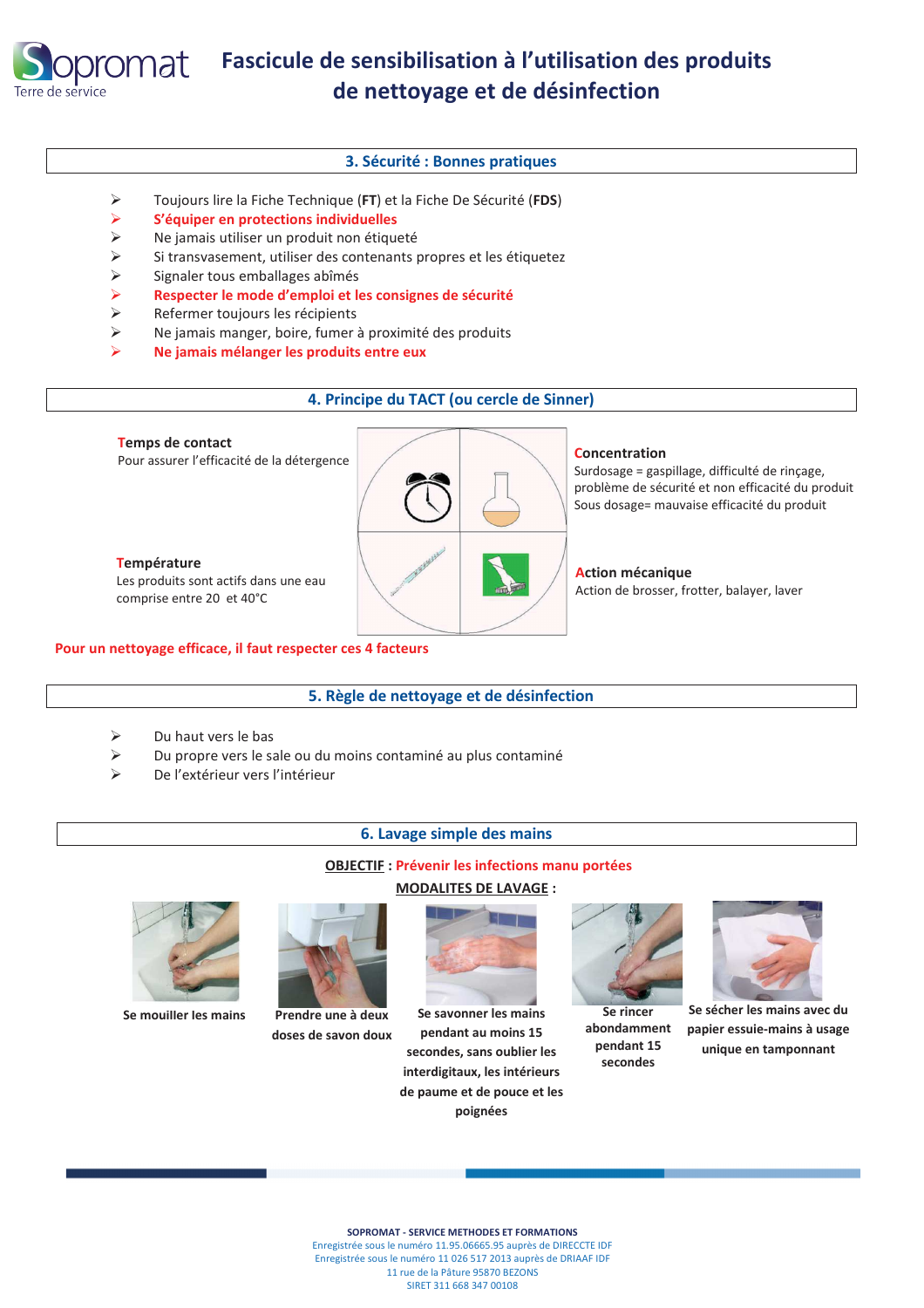# Fascicule de sensibilisation à l'utilisation des produits de nettoyage et de désinfection

## 3. Sécurité : Bonnes pratiques

- Toujours lire la Fiche Technique (**FT**) et la Fiche De Sécurité (**FDS**)
- **S'équiper en protections individuelles**
- Ne jamais utiliser un produit non étiqueté
- Si transvasement, utiliser des contenants propres et les étiquetez
- Signaler tous emballages abîmés
- **Respecter le mode d'emploi et les consignes de sécurité**
- Refermer toujours les récipients
- Ne jamais manger, boire, fumer à proximité des produits
- **Ne jamais mélanger les produits entre eux**

## 4. Principe du TACT (ou cercle de Sinner)

**Temps de contact**
Pour assurer l'efficacité de la détergence

**Concentration**
Surdosage = gaspillage, difficulté de rinçage, problème de sécurité et non efficacité du produit
Sous dosage= mauvaise efficacité du produit

**Température**
Les produits sont actifs dans une eau comprise entre 20 et 40°C

**Action mécanique**
Action de brosser, frotter, balayer, laver

**Pour un nettoyage efficace, il faut respecter ces 4 facteurs**

## 5. Règle de nettoyage et de désinfection

- Du haut vers le bas
- Du propre vers le sale ou du moins contaminé au plus contaminé
- De l'extérieur vers l'intérieur

## 6. Lavage simple des mains

**OBJECTIF** : **Prévenir les infections manu portées**

**MODALITES DE LAVAGE** :

1. **Se mouiller les mains**
2. **Prendre une à deux doses de savon doux**
3. **Se savonner les mains pendant au moins 15 secondes, sans oublier les interdigitaux, les intérieurs de paume et de pouce et les poignées**
4. **Se rincer abondamment pendant 15 secondes**
5. **Se sécher les mains avec du papier essuie-mains à usage unique en tamponnant**

SOPROMAT - SERVICE METHODES ET FORMATIONS
Enregistrée sous le numéro 11.95.06665.95 auprès de DIRECCTE IDF
Enregistrée sous le numéro 11 026 517 2013 auprès de DRIAAF IDF
11 rue de la Pâture 95870 BEZONS
SIRET 311 668 347 00108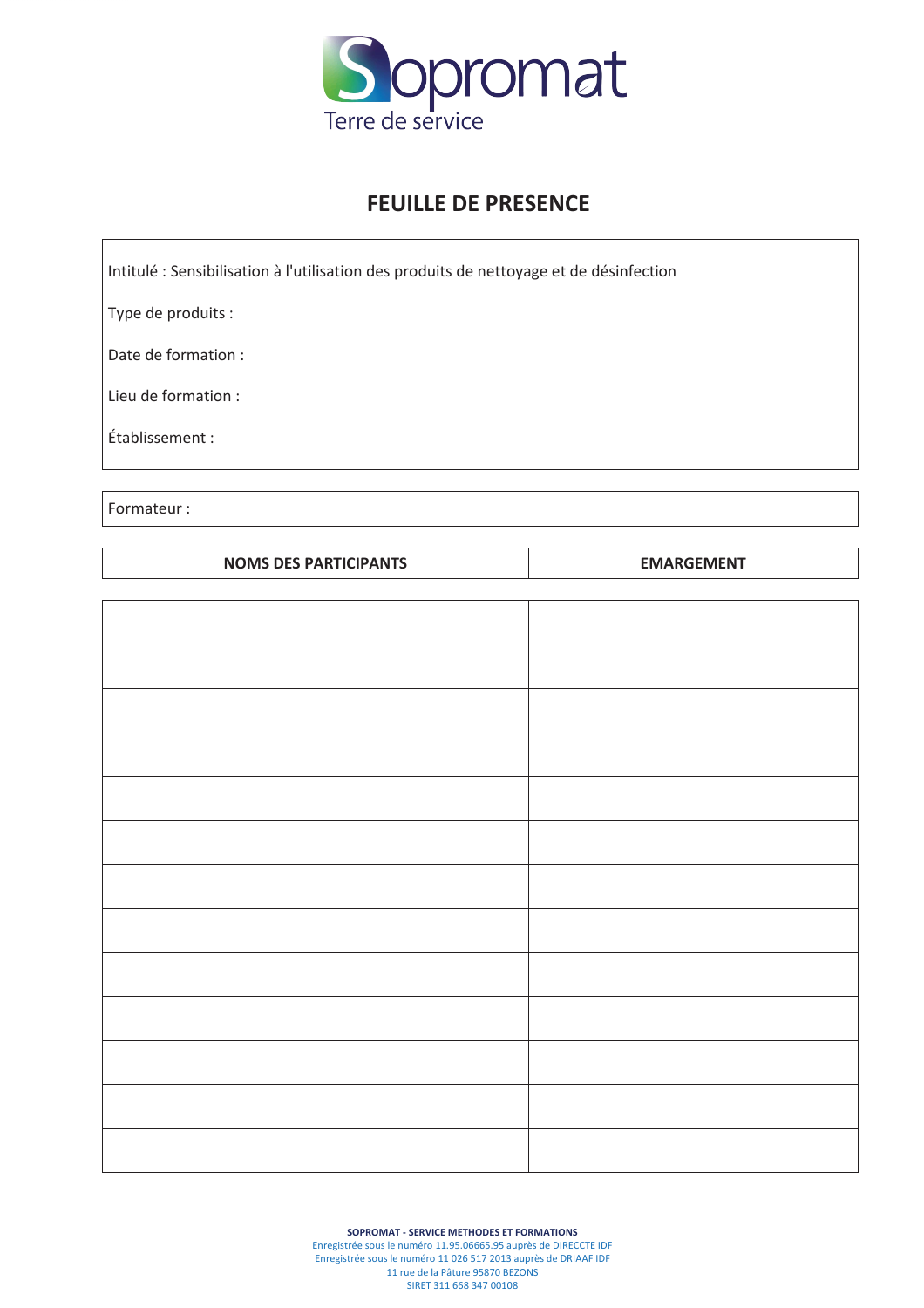Sopromat
Terre de service

# FEUILLE DE PRESENCE

Intitulé : Sensibilisation à l'utilisation des produits de nettoyage et de désinfection

Type de produits :

Date de formation :

Lieu de formation :

Établissement :

Formateur :

| NOMS DES PARTICIPANTS | EMARGEMENT |
|---|---|
| | |
| | |
| | |
| | |
| | |
| | |
| | |
| | |
| | |
| | |
| | |
| | |
| | |

**SOPROMAT - SERVICE METHODES ET FORMATIONS**
Enregistrée sous le numéro 11.95.06665.95 auprès de DIRECCTE IDF
Enregistrée sous le numéro 11 026 517 2013 auprès de DRIAAF IDF
11 rue de la Pâture 95870 BEZONS
SIRET 311 668 347 00108